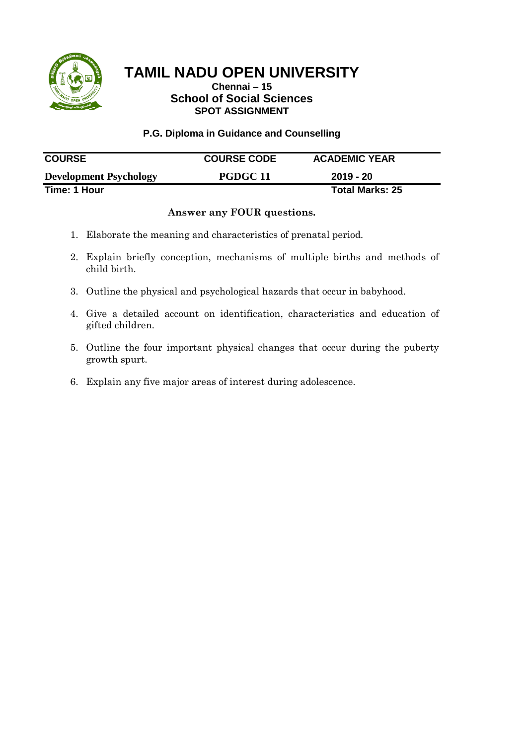# TAMIL NADU OPEN UNIVERSITY

**Chennai – 15**

## School of Social Sciences

**SPOT ASSIGNMENT**

**P.G. Diploma in Guidance and Counselling**

| COURSE | COURSE CODE | ACADEMIC YEAR |
|---|---|---|
| **Development Psychology** | **PGDGC 11** | **2019 - 20** |
| **Time: 1 Hour** | | **Total Marks: 25** |

**Answer any FOUR questions.**

1. Elaborate the meaning and characteristics of prenatal period.
2. Explain briefly conception, mechanisms of multiple births and methods of child birth.
3. Outline the physical and psychological hazards that occur in babyhood.
4. Give a detailed account on identification, characteristics and education of gifted children.
5. Outline the four important physical changes that occur during the puberty growth spurt.
6. Explain any five major areas of interest during adolescence.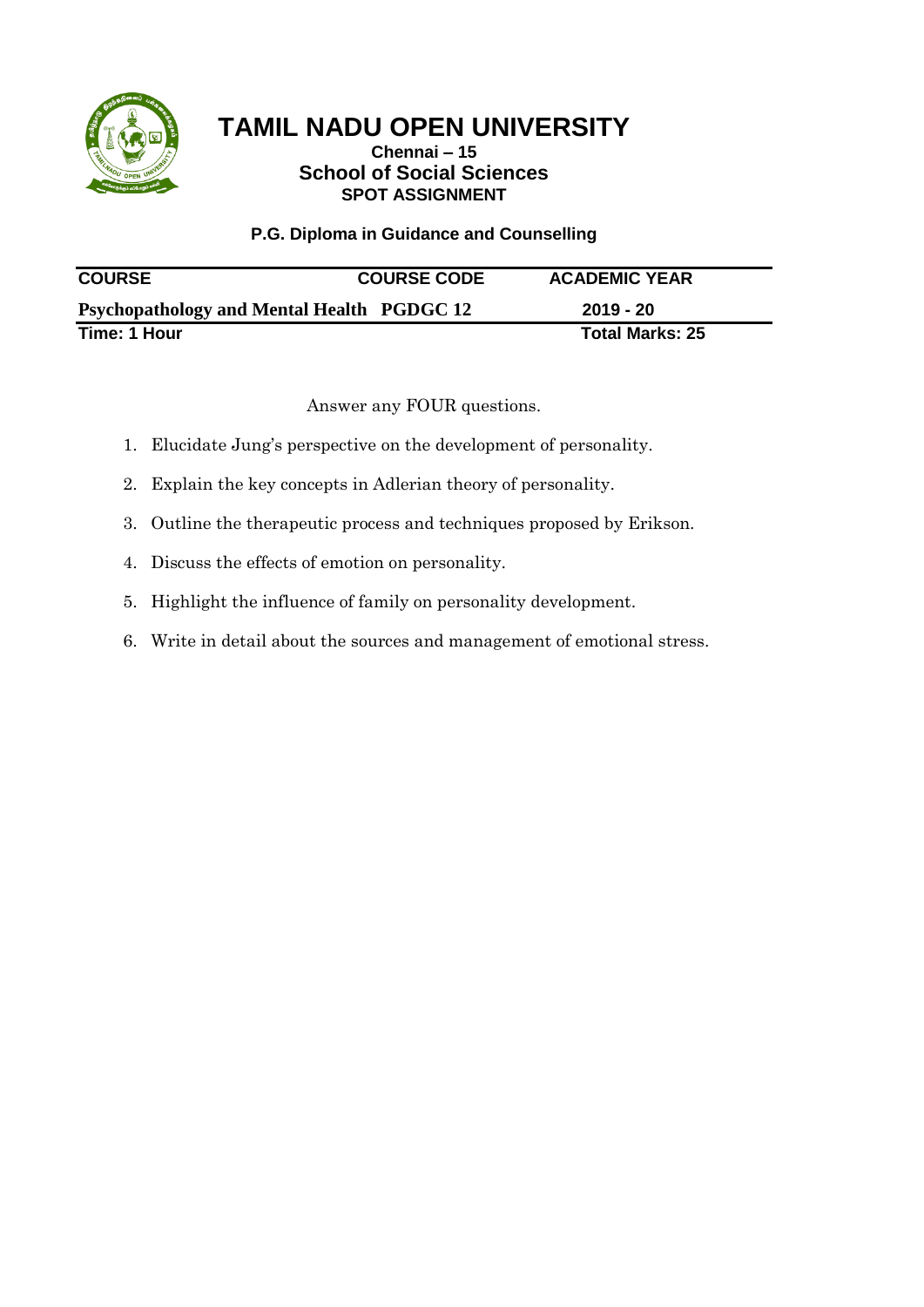# TAMIL NADU OPEN UNIVERSITY

**Chennai – 15**

## School of Social Sciences

**SPOT ASSIGNMENT**

**P.G. Diploma in Guidance and Counselling**

| COURSE | COURSE CODE | ACADEMIC YEAR |
|---|---|---|
| **Psychopathology and Mental Health** | **PGDGC 12** | **2019 - 20** |

**Time: 1 Hour** **Total Marks: 25**

Answer any FOUR questions.

1. Elucidate Jung's perspective on the development of personality.
2. Explain the key concepts in Adlerian theory of personality.
3. Outline the therapeutic process and techniques proposed by Erikson.
4. Discuss the effects of emotion on personality.
5. Highlight the influence of family on personality development.
6. Write in detail about the sources and management of emotional stress.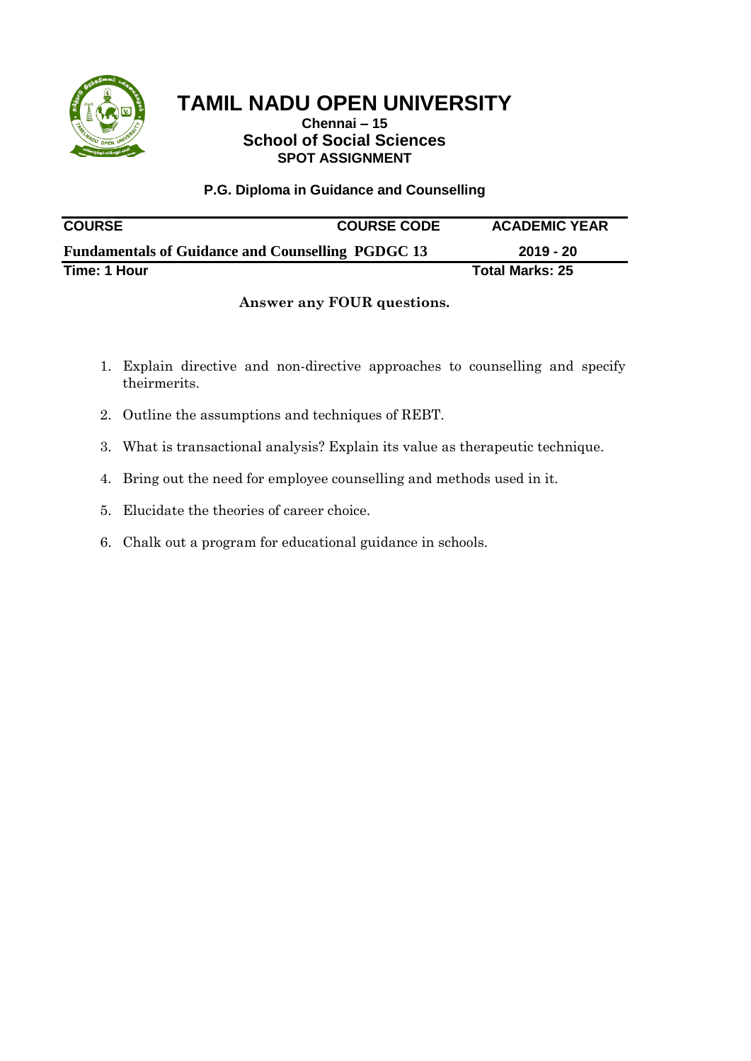# TAMIL NADU OPEN UNIVERSITY

**Chennai – 15**

## School of Social Sciences

**SPOT ASSIGNMENT**

**P.G. Diploma in Guidance and Counselling**

| COURSE | COURSE CODE | ACADEMIC YEAR |
|---|---|---|
| **Fundamentals of Guidance and Counselling** | **PGDGC 13** | **2019 - 20** |
| **Time: 1 Hour** | | **Total Marks: 25** |

**Answer any FOUR questions.**

1. Explain directive and non-directive approaches to counselling and specify theirmerits.
2. Outline the assumptions and techniques of REBT.
3. What is transactional analysis? Explain its value as therapeutic technique.
4. Bring out the need for employee counselling and methods used in it.
5. Elucidate the theories of career choice.
6. Chalk out a program for educational guidance in schools.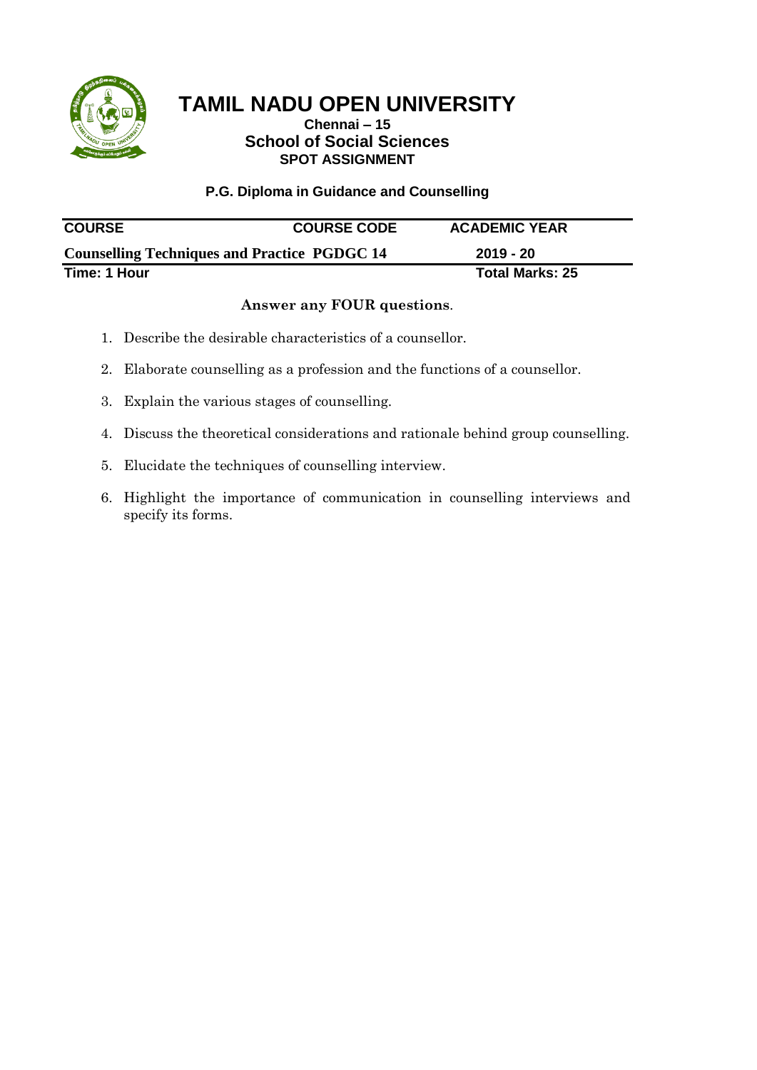# TAMIL NADU OPEN UNIVERSITY

**Chennai – 15**

## School of Social Sciences

**SPOT ASSIGNMENT**

**P.G. Diploma in Guidance and Counselling**

| COURSE | COURSE CODE | ACADEMIC YEAR |
|---|---|---|
| **Counselling Techniques and Practice** | **PGDGC 14** | **2019 - 20** |
| **Time: 1 Hour** | | **Total Marks: 25** |

**Answer any FOUR questions**.

1. Describe the desirable characteristics of a counsellor.
2. Elaborate counselling as a profession and the functions of a counsellor.
3. Explain the various stages of counselling.
4. Discuss the theoretical considerations and rationale behind group counselling.
5. Elucidate the techniques of counselling interview.
6. Highlight the importance of communication in counselling interviews and specify its forms.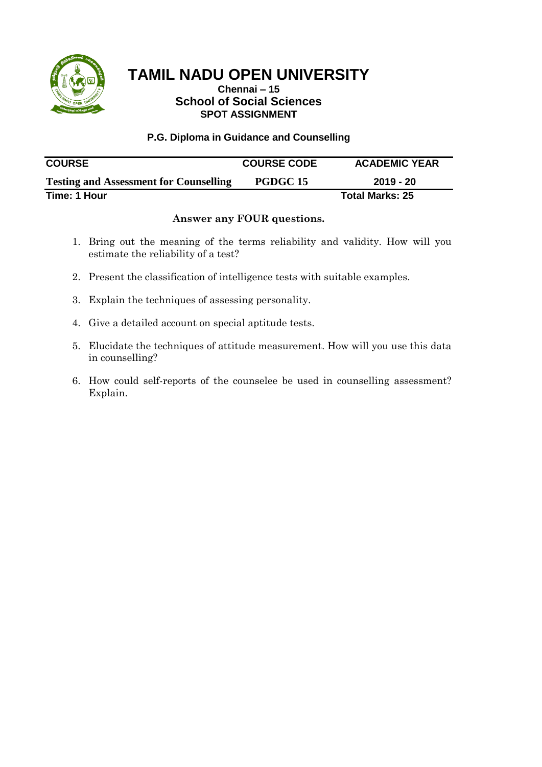# TAMIL NADU OPEN UNIVERSITY

**Chennai – 15**

## School of Social Sciences

**SPOT ASSIGNMENT**

**P.G. Diploma in Guidance and Counselling**

| COURSE | COURSE CODE | ACADEMIC YEAR |
|---|---|---|
| **Testing and Assessment for Counselling** | **PGDGC 15** | **2019 - 20** |
| **Time: 1 Hour** | | **Total Marks: 25** |

**Answer any FOUR questions.**

1. Bring out the meaning of the terms reliability and validity. How will you estimate the reliability of a test?
2. Present the classification of intelligence tests with suitable examples.
3. Explain the techniques of assessing personality.
4. Give a detailed account on special aptitude tests.
5. Elucidate the techniques of attitude measurement. How will you use this data in counselling?
6. How could self-reports of the counselee be used in counselling assessment? Explain.